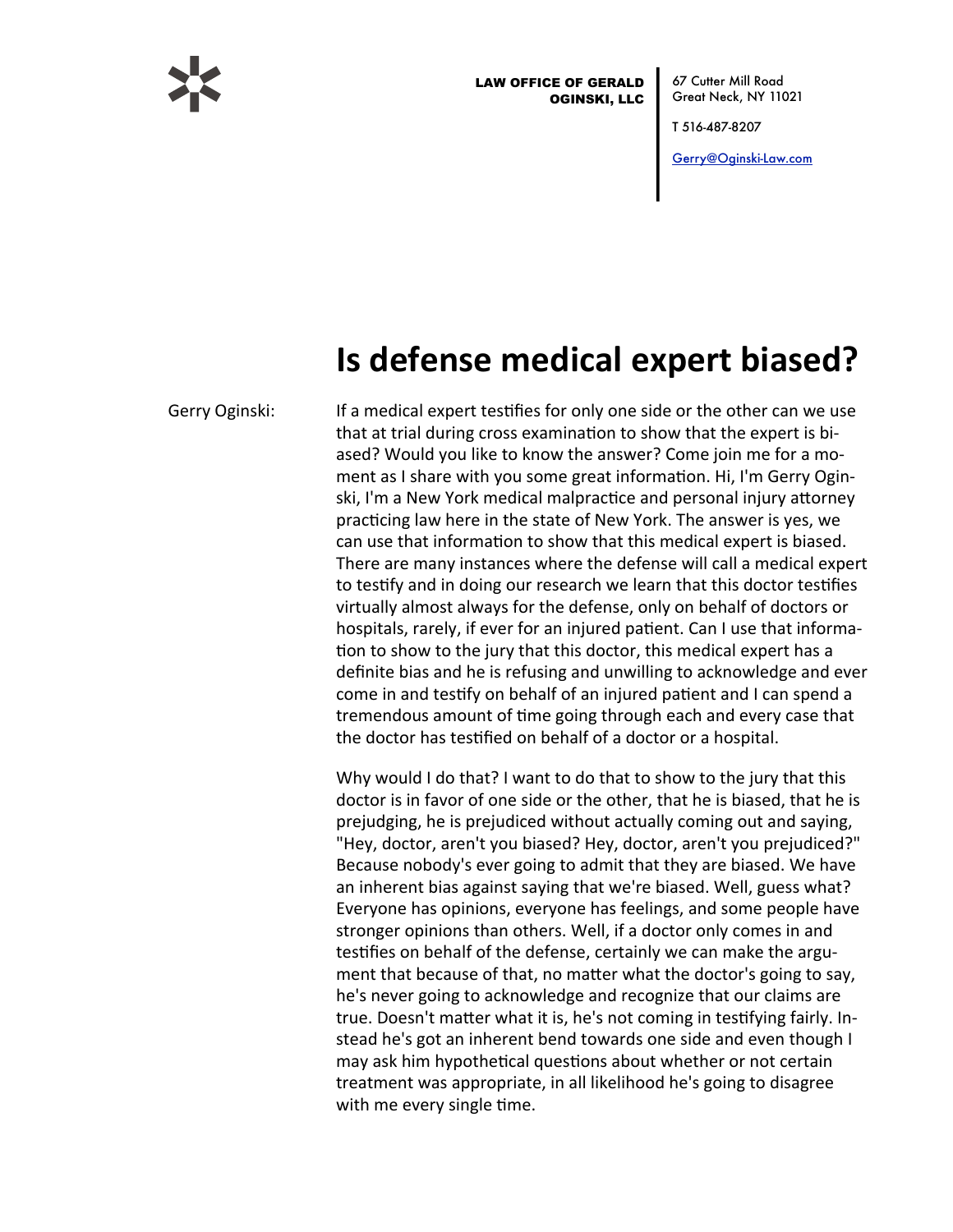LAW OFFICE OF GERALD OGINSKI, LLC

67 Cutter Mill Road
Great Neck, NY 11021

T 516-487-8207

Gerry@Oginski-Law.com

# Is defense medical expert biased?

Gerry Oginski:

If a medical expert testifies for only one side or the other can we use that at trial during cross examination to show that the expert is biased? Would you like to know the answer? Come join me for a moment as I share with you some great information. Hi, I'm Gerry Oginski, I'm a New York medical malpractice and personal injury attorney practicing law here in the state of New York. The answer is yes, we can use that information to show that this medical expert is biased. There are many instances where the defense will call a medical expert to testify and in doing our research we learn that this doctor testifies virtually almost always for the defense, only on behalf of doctors or hospitals, rarely, if ever for an injured patient. Can I use that information to show to the jury that this doctor, this medical expert has a definite bias and he is refusing and unwilling to acknowledge and ever come in and testify on behalf of an injured patient and I can spend a tremendous amount of time going through each and every case that the doctor has testified on behalf of a doctor or a hospital.

Why would I do that? I want to do that to show to the jury that this doctor is in favor of one side or the other, that he is biased, that he is prejudging, he is prejudiced without actually coming out and saying, "Hey, doctor, aren't you biased? Hey, doctor, aren't you prejudiced?" Because nobody's ever going to admit that they are biased. We have an inherent bias against saying that we're biased. Well, guess what? Everyone has opinions, everyone has feelings, and some people have stronger opinions than others. Well, if a doctor only comes in and testifies on behalf of the defense, certainly we can make the argument that because of that, no matter what the doctor's going to say, he's never going to acknowledge and recognize that our claims are true. Doesn't matter what it is, he's not coming in testifying fairly. Instead he's got an inherent bend towards one side and even though I may ask him hypothetical questions about whether or not certain treatment was appropriate, in all likelihood he's going to disagree with me every single time.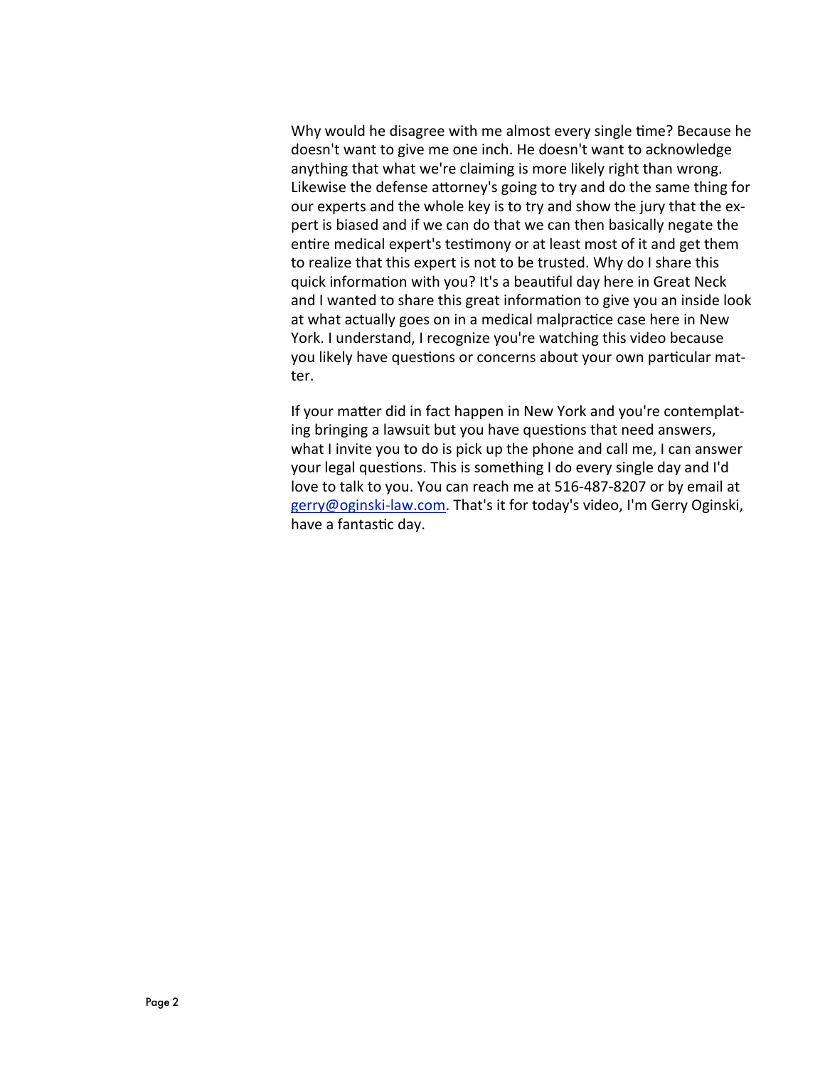Why would he disagree with me almost every single time? Because he doesn't want to give me one inch. He doesn't want to acknowledge anything that what we're claiming is more likely right than wrong. Likewise the defense attorney's going to try and do the same thing for our experts and the whole key is to try and show the jury that the expert is biased and if we can do that we can then basically negate the entire medical expert's testimony or at least most of it and get them to realize that this expert is not to be trusted. Why do I share this quick information with you? It's a beautiful day here in Great Neck and I wanted to share this great information to give you an inside look at what actually goes on in a medical malpractice case here in New York. I understand, I recognize you're watching this video because you likely have questions or concerns about your own particular matter.

If your matter did in fact happen in New York and you're contemplating bringing a lawsuit but you have questions that need answers, what I invite you to do is pick up the phone and call me, I can answer your legal questions. This is something I do every single day and I'd love to talk to you. You can reach me at 516-487-8207 or by email at [gerry@oginski-law.com](mailto:gerry@oginski-law.com). That's it for today's video, I'm Gerry Oginski, have a fantastic day.